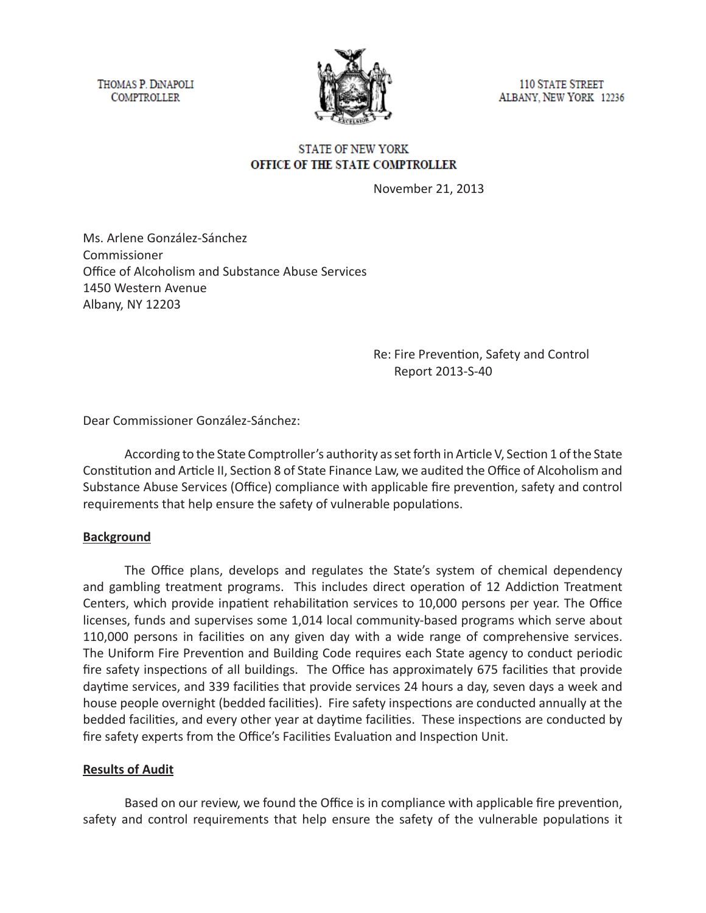THOMAS P. DiNAPOLI
COMPTROLLER

110 STATE STREET
ALBANY, NEW YORK 12236

STATE OF NEW YORK
**OFFICE OF THE STATE COMPTROLLER**

November 21, 2013

Ms. Arlene González-Sánchez
Commissioner
Office of Alcoholism and Substance Abuse Services
1450 Western Avenue
Albany, NY 12203

Re: Fire Prevention, Safety and Control
Report 2013-S-40

Dear Commissioner González-Sánchez:

According to the State Comptroller's authority as set forth in Article V, Section 1 of the State Constitution and Article II, Section 8 of State Finance Law, we audited the Office of Alcoholism and Substance Abuse Services (Office) compliance with applicable fire prevention, safety and control requirements that help ensure the safety of vulnerable populations.

## Background

The Office plans, develops and regulates the State's system of chemical dependency and gambling treatment programs. This includes direct operation of 12 Addiction Treatment Centers, which provide inpatient rehabilitation services to 10,000 persons per year. The Office licenses, funds and supervises some 1,014 local community-based programs which serve about 110,000 persons in facilities on any given day with a wide range of comprehensive services. The Uniform Fire Prevention and Building Code requires each State agency to conduct periodic fire safety inspections of all buildings. The Office has approximately 675 facilities that provide daytime services, and 339 facilities that provide services 24 hours a day, seven days a week and house people overnight (bedded facilities). Fire safety inspections are conducted annually at the bedded facilities, and every other year at daytime facilities. These inspections are conducted by fire safety experts from the Office's Facilities Evaluation and Inspection Unit.

## Results of Audit

Based on our review, we found the Office is in compliance with applicable fire prevention, safety and control requirements that help ensure the safety of the vulnerable populations it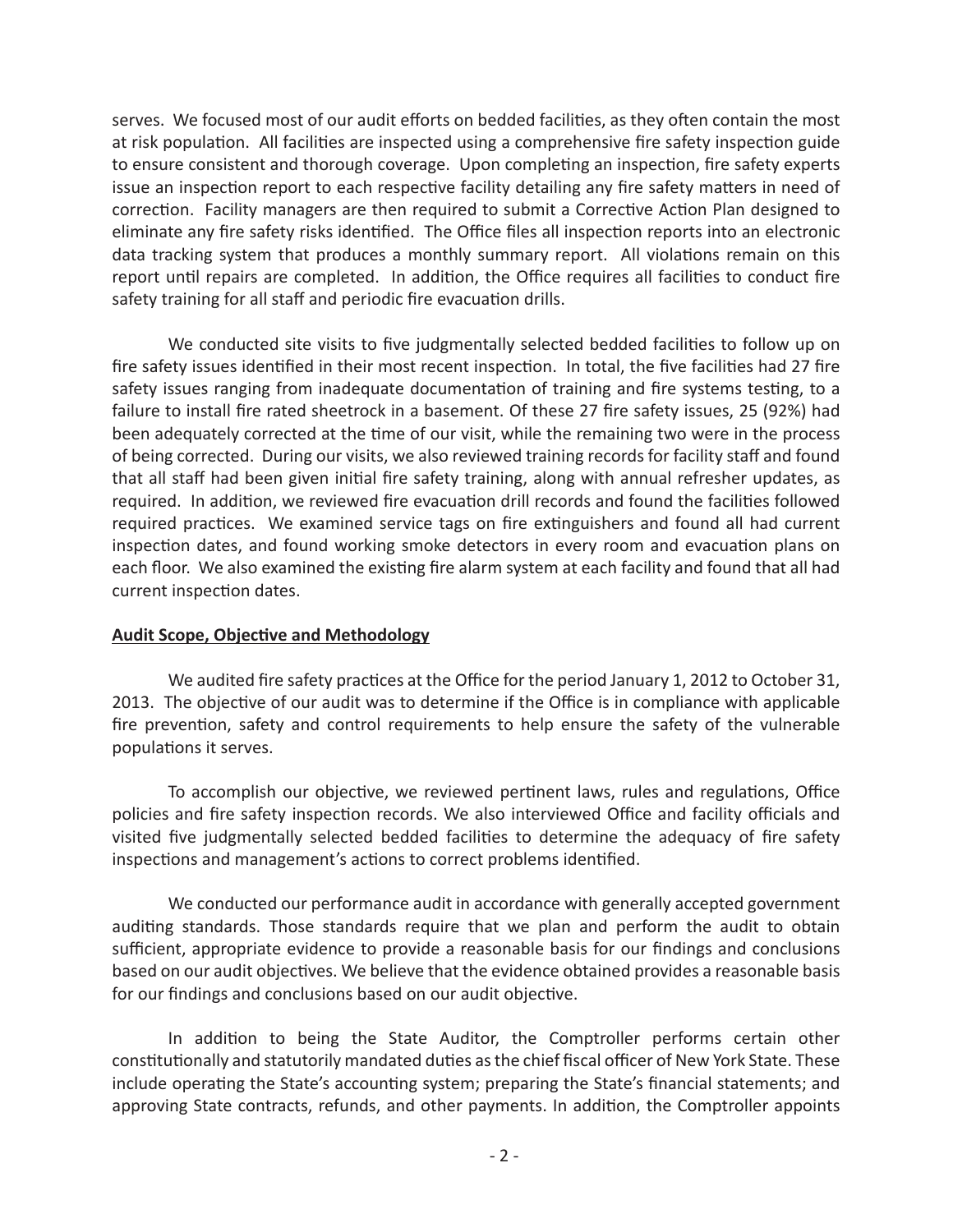serves. We focused most of our audit efforts on bedded facilities, as they often contain the most at risk population. All facilities are inspected using a comprehensive fire safety inspection guide to ensure consistent and thorough coverage. Upon completing an inspection, fire safety experts issue an inspection report to each respective facility detailing any fire safety matters in need of correction. Facility managers are then required to submit a Corrective Action Plan designed to eliminate any fire safety risks identified. The Office files all inspection reports into an electronic data tracking system that produces a monthly summary report. All violations remain on this report until repairs are completed. In addition, the Office requires all facilities to conduct fire safety training for all staff and periodic fire evacuation drills.

We conducted site visits to five judgmentally selected bedded facilities to follow up on fire safety issues identified in their most recent inspection. In total, the five facilities had 27 fire safety issues ranging from inadequate documentation of training and fire systems testing, to a failure to install fire rated sheetrock in a basement. Of these 27 fire safety issues, 25 (92%) had been adequately corrected at the time of our visit, while the remaining two were in the process of being corrected. During our visits, we also reviewed training records for facility staff and found that all staff had been given initial fire safety training, along with annual refresher updates, as required. In addition, we reviewed fire evacuation drill records and found the facilities followed required practices. We examined service tags on fire extinguishers and found all had current inspection dates, and found working smoke detectors in every room and evacuation plans on each floor. We also examined the existing fire alarm system at each facility and found that all had current inspection dates.

## Audit Scope, Objective and Methodology

We audited fire safety practices at the Office for the period January 1, 2012 to October 31, 2013. The objective of our audit was to determine if the Office is in compliance with applicable fire prevention, safety and control requirements to help ensure the safety of the vulnerable populations it serves.

To accomplish our objective, we reviewed pertinent laws, rules and regulations, Office policies and fire safety inspection records. We also interviewed Office and facility officials and visited five judgmentally selected bedded facilities to determine the adequacy of fire safety inspections and management's actions to correct problems identified.

We conducted our performance audit in accordance with generally accepted government auditing standards. Those standards require that we plan and perform the audit to obtain sufficient, appropriate evidence to provide a reasonable basis for our findings and conclusions based on our audit objectives. We believe that the evidence obtained provides a reasonable basis for our findings and conclusions based on our audit objective.

In addition to being the State Auditor, the Comptroller performs certain other constitutionally and statutorily mandated duties as the chief fiscal officer of New York State. These include operating the State's accounting system; preparing the State's financial statements; and approving State contracts, refunds, and other payments. In addition, the Comptroller appoints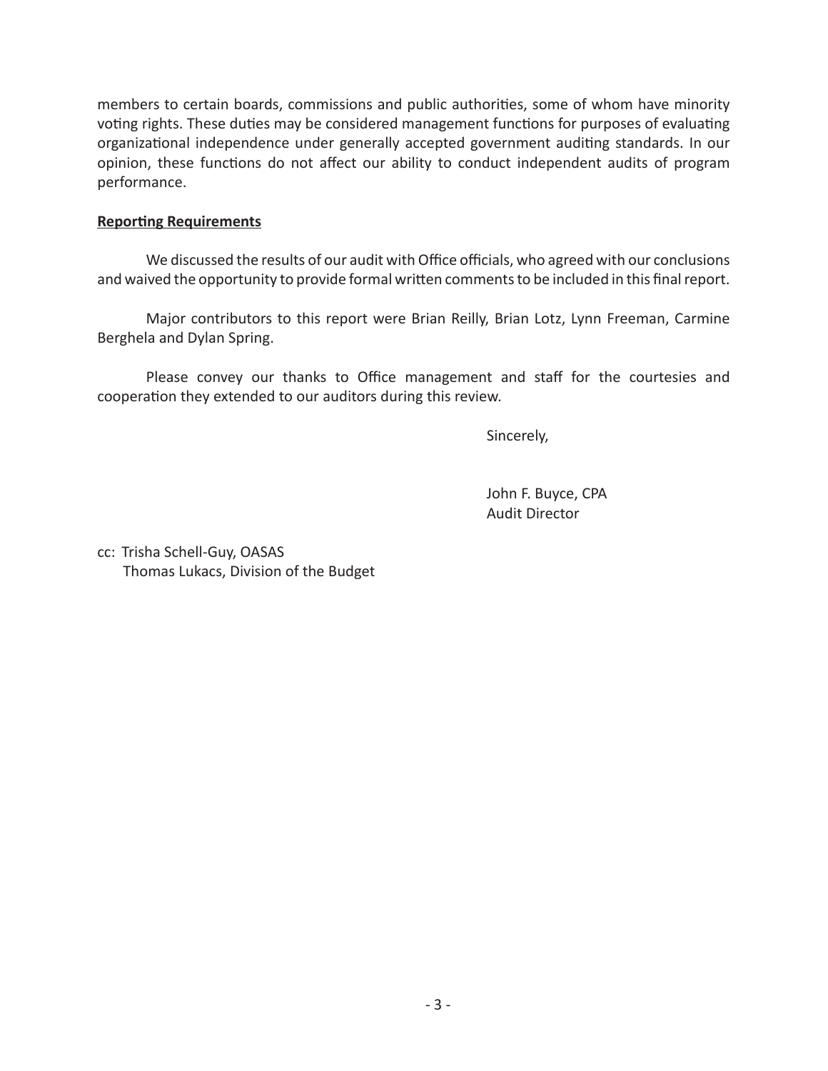members to certain boards, commissions and public authorities, some of whom have minority voting rights. These duties may be considered management functions for purposes of evaluating organizational independence under generally accepted government auditing standards. In our opinion, these functions do not affect our ability to conduct independent audits of program performance.

**Reporting Requirements**

We discussed the results of our audit with Office officials, who agreed with our conclusions and waived the opportunity to provide formal written comments to be included in this final report.

Major contributors to this report were Brian Reilly, Brian Lotz, Lynn Freeman, Carmine Berghela and Dylan Spring.

Please convey our thanks to Office management and staff for the courtesies and cooperation they extended to our auditors during this review.

Sincerely,

John F. Buyce, CPA
Audit Director

cc: Trisha Schell-Guy, OASAS
Thomas Lukacs, Division of the Budget